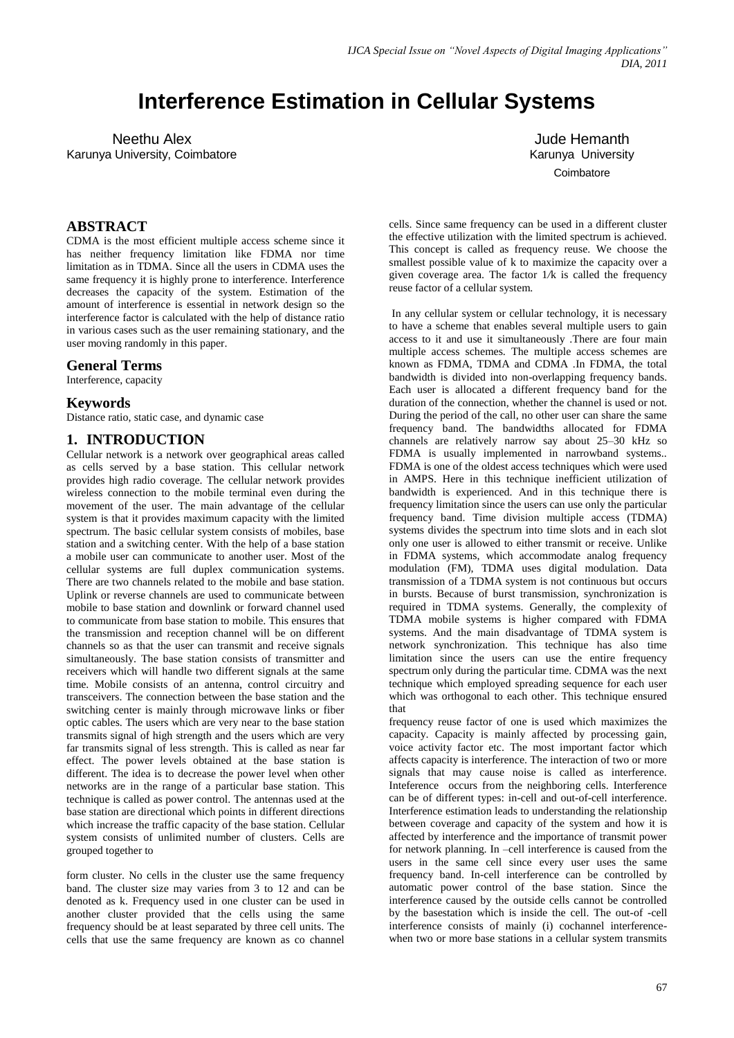# Interference Estimation in Cellular Systems

Neethu Alex
Karunya University, Coimbatore

Jude Hemanth
Karunya University
Coimbatore

## ABSTRACT

CDMA is the most efficient multiple access scheme since it has neither frequency limitation like FDMA nor time limitation as in TDMA. Since all the users in CDMA uses the same frequency it is highly prone to interference. Interference decreases the capacity of the system. Estimation of the amount of interference is essential in network design so the interference factor is calculated with the help of distance ratio in various cases such as the user remaining stationary, and the user moving randomly in this paper.

## General Terms

Interference, capacity

## Keywords

Distance ratio, static case, and dynamic case

## 1. INTRODUCTION

Cellular network is a network over geographical areas called as cells served by a base station. This cellular network provides high radio coverage. The cellular network provides wireless connection to the mobile terminal even during the movement of the user. The main advantage of the cellular system is that it provides maximum capacity with the limited spectrum. The basic cellular system consists of mobiles, base station and a switching center. With the help of a base station a mobile user can communicate to another user. Most of the cellular systems are full duplex communication systems. There are two channels related to the mobile and base station. Uplink or reverse channels are used to communicate between mobile to base station and downlink or forward channel used to communicate from base station to mobile. This ensures that the transmission and reception channel will be on different channels so as that the user can transmit and receive signals simultaneously. The base station consists of transmitter and receivers which will handle two different signals at the same time. Mobile consists of an antenna, control circuitry and transceivers. The connection between the base station and the switching center is mainly through microwave links or fiber optic cables. The users which are very near to the base station transmits signal of high strength and the users which are very far transmits signal of less strength. This is called as near far effect. The power levels obtained at the base station is different. The idea is to decrease the power level when other networks are in the range of a particular base station. This technique is called as power control. The antennas used at the base station are directional which points in different directions which increase the traffic capacity of the base station. Cellular system consists of unlimited number of clusters. Cells are grouped together to

form cluster. No cells in the cluster use the same frequency band. The cluster size may varies from 3 to 12 and can be denoted as k. Frequency used in one cluster can be used in another cluster provided that the cells using the same frequency should be at least separated by three cell units. The cells that use the same frequency are known as co channel cells. Since same frequency can be used in a different cluster the effective utilization with the limited spectrum is achieved. This concept is called as frequency reuse. We choose the smallest possible value of k to maximize the capacity over a given coverage area. The factor 1/k is called the frequency reuse factor of a cellular system.

In any cellular system or cellular technology, it is necessary to have a scheme that enables several multiple users to gain access to it and use it simultaneously .There are four main multiple access schemes. The multiple access schemes are known as FDMA, TDMA and CDMA .In FDMA, the total bandwidth is divided into non-overlapping frequency bands. Each user is allocated a different frequency band for the duration of the connection, whether the channel is used or not. During the period of the call, no other user can share the same frequency band. The bandwidths allocated for FDMA channels are relatively narrow say about 25–30 kHz so FDMA is usually implemented in narrowband systems.. FDMA is one of the oldest access techniques which were used in AMPS. Here in this technique inefficient utilization of bandwidth is experienced. And in this technique there is frequency limitation since the users can use only the particular frequency band. Time division multiple access (TDMA) systems divides the spectrum into time slots and in each slot only one user is allowed to either transmit or receive. Unlike in FDMA systems, which accommodate analog frequency modulation (FM), TDMA uses digital modulation. Data transmission of a TDMA system is not continuous but occurs in bursts. Because of burst transmission, synchronization is required in TDMA systems. Generally, the complexity of TDMA mobile systems is higher compared with FDMA systems. And the main disadvantage of TDMA system is network synchronization. This technique has also time limitation since the users can use the entire frequency spectrum only during the particular time. CDMA was the next technique which employed spreading sequence for each user which was orthogonal to each other. This technique ensured that frequency reuse factor of one is used which maximizes the capacity. Capacity is mainly affected by processing gain, voice activity factor etc. The most important factor which affects capacity is interference. The interaction of two or more signals that may cause noise is called as interference. Inteference occurs from the neighboring cells. Interference can be of different types: in-cell and out-of-cell interference. Interference estimation leads to understanding the relationship between coverage and capacity of the system and how it is affected by interference and the importance of transmit power for network planning. In –cell interference is caused from the users in the same cell since every user uses the same frequency band. In-cell interference can be controlled by automatic power control of the base station. Since the interference caused by the outside cells cannot be controlled by the basestation which is inside the cell. The out-of -cell interference consists of mainly (i) cochannel interference- when two or more base stations in a cellular system transmits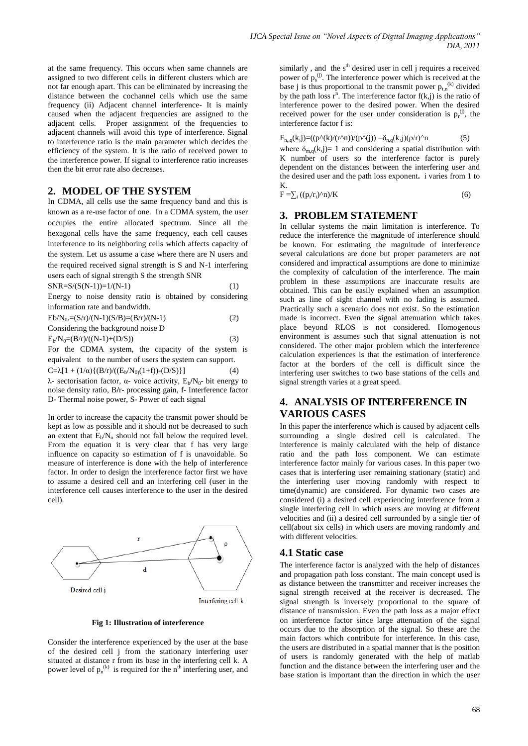at the same frequency. This occurs when same channels are assigned to two different cells in different clusters which are not far enough apart. This can be eliminated by increasing the distance between the cochannel cells which use the same frequency (ii) Adjacent channel interference- It is mainly caused when the adjacent frequencies are assigned to the adjacent cells. Proper assignment of the frequencies to adjacent channels will avoid this type of interference. Signal to interference ratio is the main parameter which decides the efficiency of the system. It is the ratio of received power to the interference power. If signal to interference ratio increases then the bit error rate also decreases.

## 2. MODEL OF THE SYSTEM

In CDMA, all cells use the same frequency band and this is known as a re-use factor of one. In a CDMA system, the user occupies the entire allocated spectrum. Since all the hexagonal cells have the same frequency, each cell causes interference to its neighboring cells which affects capacity of the system. Let us assume a case where there are N users and the required received signal strength is S and N-1 interfering users each of signal strength S the strength SNR

$$SNR=S/(S(N-1))=1/(N-1) \quad (1)$$

Energy to noise density ratio is obtained by considering information rate and bandwidth.

$$E_b/N_0=(S/r)/(N-1)(S/B)=(B/r)/(N-1) \quad (2)$$

Considering the background noise D

$$E_b/N_0=(B/r)/((N-1)+(D/S)) \quad (3)$$

For the CDMA system, the capacity of the system is equivalent to the number of users the system can support.

$$C=\lambda[1 + (1/\alpha)\{(B/r)/((E_b/N_0)(1+f))-(D/S)\}] \quad (4)$$

$\lambda$- sectorisation factor, $\alpha$- voice activity, $E_b/N_0$- bit energy to noise density ratio, B/r- processing gain, f- Interference factor D- Thermal noise power, S- Power of each signal

In order to increase the capacity the transmit power should be kept as low as possible and it should not be decreased to such an extent that $E_b/N_o$ should not fall below the required level. From the equation it is very clear that f has very large influence on capacity so estimation of f is unavoidable. So measure of interference is done with the help of interference factor. In order to design the interference factor first we have to assume a desired cell and an interfering cell (user in the interference cell causes interference to the user in the desired cell).

**Fig 1: Illustration of interference**

Consider the interference experienced by the user at the base of the desired cell j from the stationary interfering user situated at distance r from its base in the interfering cell k. A power level of $p_n^{(k)}$ is required for the n[th] interfering user, and similarly , and the s[th] desired user in cell j requires a received power of $p_s^{(j)}$. The interference power which is received at the base j is thus proportional to the transmit power $p_{t,n}^{(k)}$ divided by the path loss $r^n$. The interference factor f(k,j) is the ratio of interference power to the desired power. When the desired received power for the user under consideration is $p_r^{(j)}$, the interference factor f is:

$$F_{n,q}(k,j)=((p^{(k)}/(r^n))/(p^{(j)}) =\delta_{n,q}(k,j)(\rho/r)^n \quad (5)$$

where $\delta_{m,q}(k,j)= 1$ and considering a spatial distribution with K number of users so the interference factor is purely dependent on the distances between the interfering user and the desired user and the path loss exponent**.** i varies from 1 to K.

$$F =\sum_i ((p_i/r_i)^n)/K \quad (6)$$

## 3. PROBLEM STATEMENT

In cellular systems the main limitation is interference. To reduce the interference the magnitude of interference should be known. For estimating the magnitude of interference several calculations are done but proper parameters are not considered and impractical assumptions are done to minimize the complexity of calculation of the interference. The main problem in these assumptions are inaccurate results are obtained. This can be easily explained when an assumption such as line of sight channel with no fading is assumed. Practically such a scenario does not exist. So the estimation made is incorrect. Even the signal attenuation which takes place beyond RLOS is not considered. Homogenous environment is assumes such that signal attenuation is not considered. The other major problem which the interference calculation experiences is that the estimation of interference factor at the borders of the cell is difficult since the interfering user switches to two base stations of the cells and signal strength varies at a great speed.

## 4. ANALYSIS OF INTERFERENCE IN VARIOUS CASES

In this paper the interference which is caused by adjacent cells surrounding a single desired cell is calculated. The interference is mainly calculated with the help of distance ratio and the path loss component. We can estimate interference factor mainly for various cases. In this paper two cases that is interfering user remaining stationary (static) and the interfering user moving randomly with respect to time(dynamic) are considered. For dynamic two cases are considered (i) a desired cell experiencing interference from a single interfering cell in which users are moving at different velocities and (ii) a desired cell surrounded by a single tier of cell(about six cells) in which users are moving randomly and with different velocities.

### 4.1 Static case

The interference factor is analyzed with the help of distances and propagation path loss constant. The main concept used is as distance between the transmitter and receiver increases the signal strength received at the receiver is decreased. The signal strength is inversely proportional to the square of distance of transmission. Even the path loss as a major effect on interference factor since large attenuation of the signal occurs due to the absorption of the signal. So these are the main factors which contribute for interference. In this case, the users are distributed in a spatial manner that is the position of users is randomly generated with the help of matlab function and the distance between the interfering user and the base station is important than the direction in which the user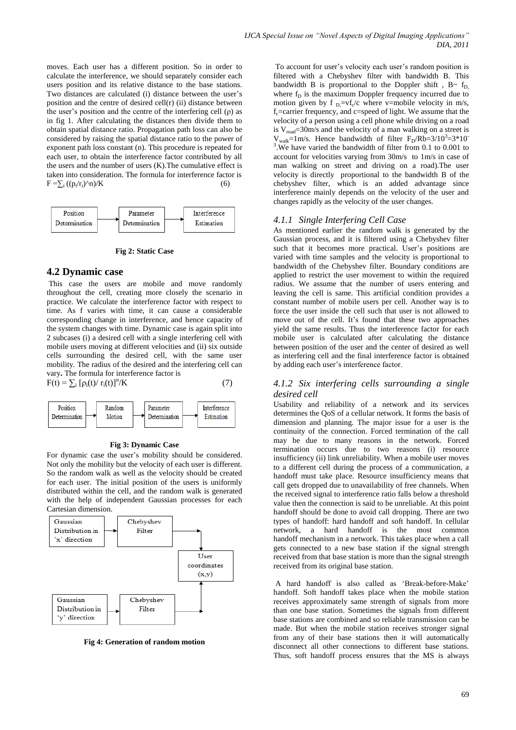moves. Each user has a different position. So in order to calculate the interference, we should separately consider each users position and its relative distance to the base stations. Two distances are calculated (i) distance between the user's position and the centre of desired cell(r) (ii) distance between the user's position and the centre of the interfering cell (ρ) as in fig 1. After calculating the distances then divide them to obtain spatial distance ratio. Propagation path loss can also be considered by raising the spatial distance ratio to the power of exponent path loss constant (n). This procedure is repeated for each user, to obtain the interference factor contributed by all the users and the number of users (K).The cumulative effect is taken into consideration. The formula for interference factor is

$$F = \sum_i ((\rho_i/r_i)^\wedge n)/K \quad (6)$$

Position Determination → Parameter Determination → Interference Estimation

**Fig 2: Static Case**

## 4.2 Dynamic case

This case the users are mobile and move randomly throughout the cell, creating more closely the scenario in practice. We calculate the interference factor with respect to time. As f varies with time, it can cause a considerable corresponding change in interference, and hence capacity of the system changes with time. Dynamic case is again split into 2 subcases (i) a desired cell with a single interfering cell with mobile users moving at different velocities and (ii) six outside cells surrounding the desired cell, with the same user mobility. The radius of the desired and the interfering cell can vary**.** The formula for interference factor is

$$F(t) = \sum_i [\rho_i(t)/ r_i(t)]^n/K \quad (7)$$

Position Determination → Random Motion → Parameter Determination → Interference Estimation

**Fig 3: Dynamic Case**

For dynamic case the user's mobility should be considered. Not only the mobility but the velocity of each user is different. So the random walk as well as the velocity should be created for each user. The initial position of the users is uniformly distributed within the cell, and the random walk is generated with the help of independent Gaussian processes for each Cartesian dimension.

Gaussian Distribution in 'x' direction → Chebyshev Filter → User coordinates (x,y) ← Chebyshev Filter ← Gaussian Distribution in 'y' direction

**Fig 4: Generation of random motion**

To account for user's velocity each user's random position is filtered with a Chebyshev filter with bandwidth B. This bandwidth B is proportional to the Doppler shift , $B \sim f_D$, where $f_D$ is the maximum Doppler frequency incurred due to motion given by $f_D = v f_c/c$ where v=mobile velocity in m/s, $f_c$=carrier frequency, and c=speed of light. We assume that the velocity of a person using a cell phone while driving on a road is $V_{road}$=30m/s and the velocity of a man walking on a street is $V_{walk}$=1m/s. Hence bandwidth of filter $F_D/Rb=3/10^3=3*10^{-3}$.We have varied the bandwidth of filter from 0.1 to 0.001 to account for velocities varying from 30m/s to 1m/s in case of man walking on street and driving on a road).The user velocity is directly proportional to the bandwidth B of the chebyshev filter, which is an added advantage since interference mainly depends on the velocity of the user and changes rapidly as the velocity of the user changes.

### *4.1.1 Single Interfering Cell Case*

As mentioned earlier the random walk is generated by the Gaussian process, and it is filtered using a Chebyshev filter such that it becomes more practical. User's positions are varied with time samples and the velocity is proportional to bandwidth of the Chebyshev filter. Boundary conditions are applied to restrict the user movement to within the required radius. We assume that the number of users entering and leaving the cell is same. This artificial condition provides a constant number of mobile users per cell. Another way is to force the user inside the cell such that user is not allowed to move out of the cell. It's found that these two approaches yield the same results. Thus the interference factor for each mobile user is calculated after calculating the distance between position of the user and the center of desired as well as interfering cell and the final interference factor is obtained by adding each user's interference factor.

### *4.1.2 Six interfering cells surrounding a single desired cell*

Usability and reliability of a network and its services determines the QoS of a cellular network. It forms the basis of dimension and planning. The major issue for a user is the continuity of the connection. Forced termination of the call may be due to many reasons in the network. Forced termination occurs due to two reasons (i) resource insufficiency (ii) link unreliability. When a mobile user moves to a different cell during the process of a communication, a handoff must take place. Resource insufficiency means that call gets dropped due to unavailability of free channels. When the received signal to interference ratio falls below a threshold value then the connection is said to be unreliable. At this point handoff should be done to avoid call dropping. There are two types of handoff: hard handoff and soft handoff. In cellular network, a hard handoff is the most common handoff mechanism in a network. This takes place when a call gets connected to a new base station if the signal strength received from that base station is more than the signal strength received from its original base station.

A hard handoff is also called as 'Break-before-Make' handoff. Soft handoff takes place when the mobile station receives approximately same strength of signals from more than one base station. Sometimes the signals from different base stations are combined and so reliable transmission can be made. But when the mobile station receives stronger signal from any of their base stations then it will automatically disconnect all other connections to different base stations. Thus, soft handoff process ensures that the MS is always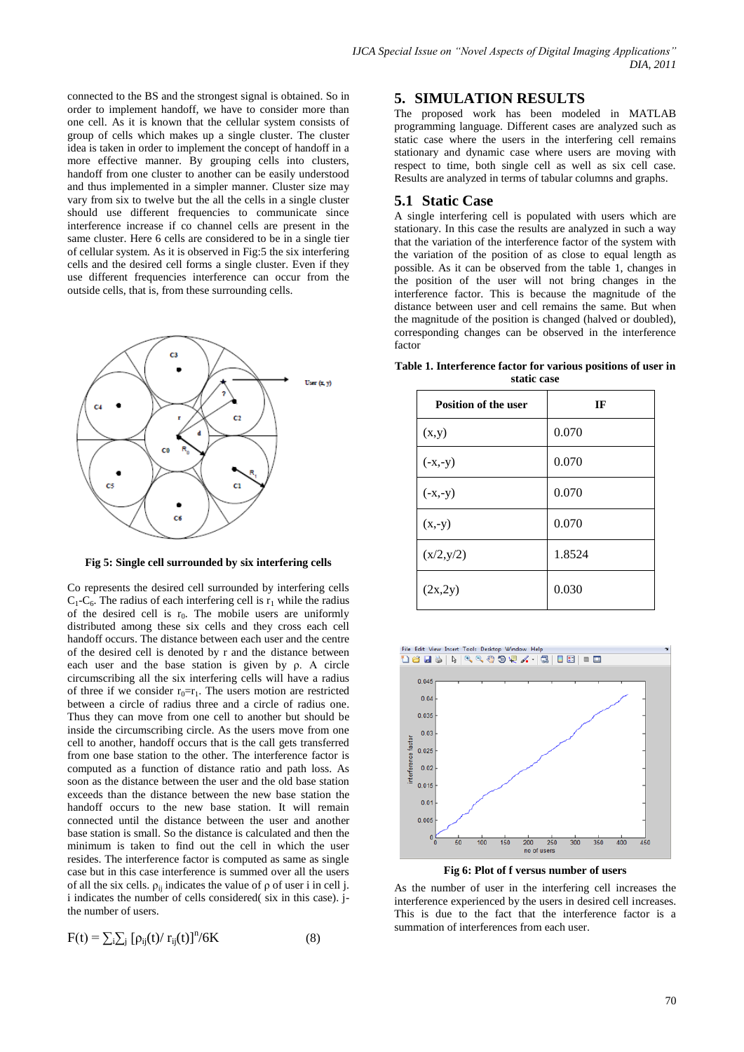connected to the BS and the strongest signal is obtained. So in order to implement handoff, we have to consider more than one cell. As it is known that the cellular system consists of group of cells which makes up a single cluster. The cluster idea is taken in order to implement the concept of handoff in a more effective manner. By grouping cells into clusters, handoff from one cluster to another can be easily understood and thus implemented in a simpler manner. Cluster size may vary from six to twelve but the all the cells in a single cluster should use different frequencies to communicate since interference increase if co channel cells are present in the same cluster. Here 6 cells are considered to be in a single tier of cellular system. As it is observed in Fig:5 the six interfering cells and the desired cell forms a single cluster. Even if they use different frequencies interference can occur from the outside cells, that is, from these surrounding cells.

**Fig 5: Single cell surrounded by six interfering cells**

Co represents the desired cell surrounded by interfering cells $C_1$-$C_6$. The radius of each interfering cell is $r_1$ while the radius of the desired cell is $r_0$. The mobile users are uniformly distributed among these six cells and they cross each cell handoff occurs. The distance between each user and the centre of the desired cell is r and the distance between each user and the base station is given by ρ. A circle circumscribing all the six interfering cells will have a radius of three if we consider $r_0$=$r_1$. The users motion are restricted between a circle of radius three and a circle of radius one. Thus they can move from one cell to another but should be inside the circumscribing circle. As the users move from one cell to another, handoff occurs that is the call gets transferred from one base station to the other. The interference factor is computed as a function of distance ratio and path loss. As soon as the distance between the user and the old base station exceeds than the distance between the new base station the handoff occurs to the new base station. It will remain connected until the distance between the user and another base station is small. So the distance is calculated and then the minimum is taken to find out the cell in which the user resides. The interference factor is computed as same as single case but in this case interference is summed over all the users of all the six cells. $\rho_{ij}$ indicates the value of ρ of user i in cell j. i indicates the number of cells considered( six in this case). j- the number of users.

$$F(t) = \sum_i \sum_j [\rho_{ij}(t)/ r_{ij}(t)]^n/6K \qquad (8)$$

## 5. SIMULATION RESULTS

The proposed work has been modeled in MATLAB programming language. Different cases are analyzed such as static case where the users in the interfering cell remains stationary and dynamic case where users are moving with respect to time, both single cell as well as six cell case. Results are analyzed in terms of tabular columns and graphs.

### 5.1 Static Case

A single interfering cell is populated with users which are stationary. In this case the results are analyzed in such a way that the variation of the interference factor of the system with the variation of the position of as close to equal length as possible. As it can be observed from the table 1, changes in the position of the user will not bring changes in the interference factor. This is because the magnitude of the distance between user and cell remains the same. But when the magnitude of the position is changed (halved or doubled), corresponding changes can be observed in the interference factor

**Table 1. Interference factor for various positions of user in static case**

| Position of the user | IF |
|---|---|
| (x,y) | 0.070 |
| (-x,-y) | 0.070 |
| (-x,-y) | 0.070 |
| (x,-y) | 0.070 |
| (x/2,y/2) | 1.8524 |
| (2x,2y) | 0.030 |

**Fig 6: Plot of f versus number of users**

As the number of user in the interfering cell increases the interference experienced by the users in desired cell increases. This is due to the fact that the interference factor is a summation of interferences from each user.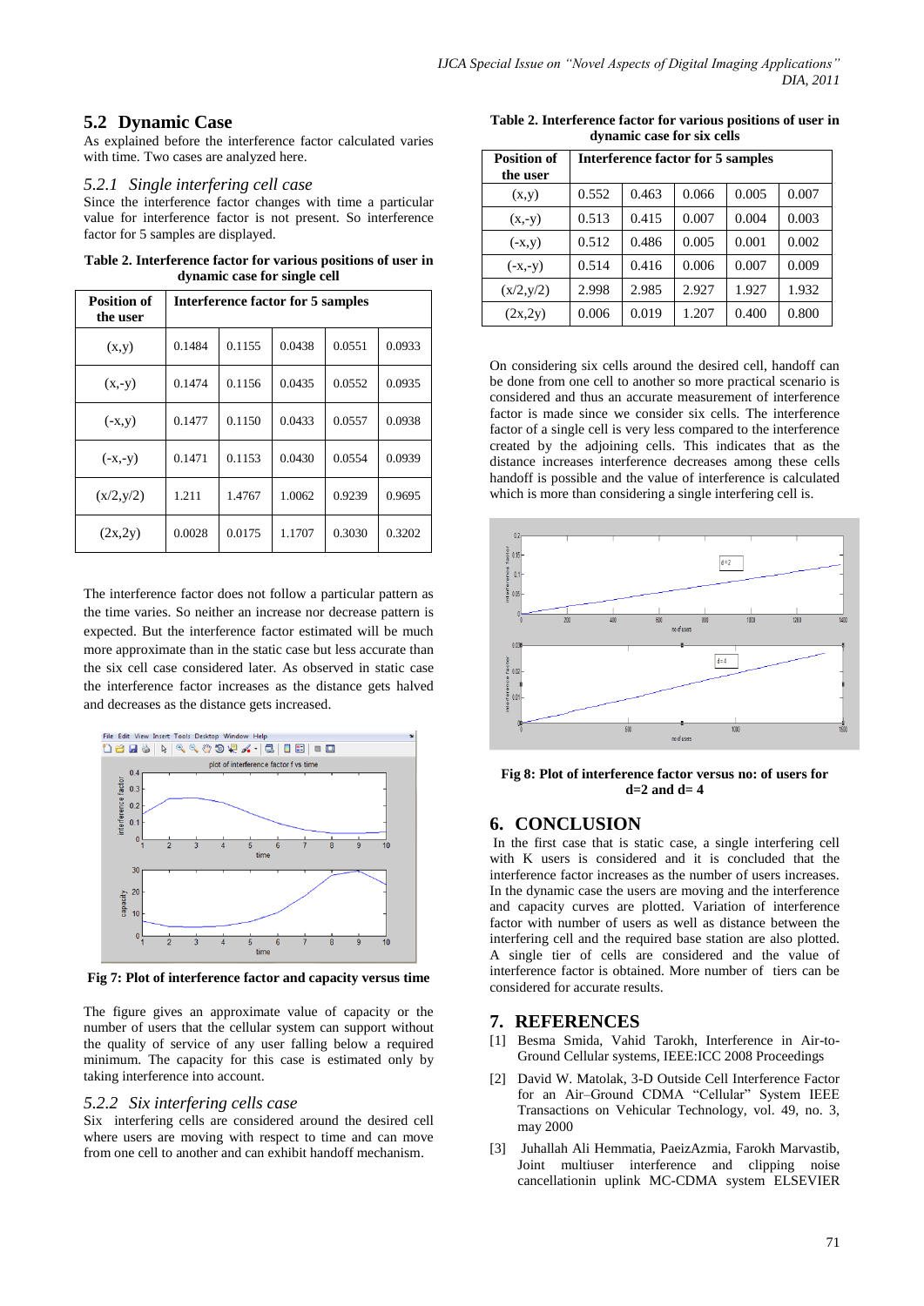## 5.2 Dynamic Case

As explained before the interference factor calculated varies with time. Two cases are analyzed here.

### 5.2.1 Single interfering cell case

Since the interference factor changes with time a particular value for interference factor is not present. So interference factor for 5 samples are displayed.

**Table 2. Interference factor for various positions of user in dynamic case for single cell**

| Position of the user | Interference factor for 5 samples | | | | |
|---|---|---|---|---|---|
| (x,y) | 0.1484 | 0.1155 | 0.0438 | 0.0551 | 0.0933 |
| (x,-y) | 0.1474 | 0.1156 | 0.0435 | 0.0552 | 0.0935 |
| (-x,y) | 0.1477 | 0.1150 | 0.0433 | 0.0557 | 0.0938 |
| (-x,-y) | 0.1471 | 0.1153 | 0.0430 | 0.0554 | 0.0939 |
| (x/2,y/2) | 1.211 | 1.4767 | 1.0062 | 0.9239 | 0.9695 |
| (2x,2y) | 0.0028 | 0.0175 | 1.1707 | 0.3030 | 0.3202 |

The interference factor does not follow a particular pattern as the time varies. So neither an increase nor decrease pattern is expected. But the interference factor estimated will be much more approximate than in the static case but less accurate than the six cell case considered later. As observed in static case the interference factor increases as the distance gets halved and decreases as the distance gets increased.

**Fig 7: Plot of interference factor and capacity versus time**

The figure gives an approximate value of capacity or the number of users that the cellular system can support without the quality of service of any user falling below a required minimum. The capacity for this case is estimated only by taking interference into account.

### 5.2.2 Six interfering cells case

Six interfering cells are considered around the desired cell where users are moving with respect to time and can move from one cell to another and can exhibit handoff mechanism.

**Table 2. Interference factor for various positions of user in dynamic case for six cells**

| Position of the user | Interference factor for 5 samples | | | | |
|---|---|---|---|---|---|
| (x,y) | 0.552 | 0.463 | 0.066 | 0.005 | 0.007 |
| (x,-y) | 0.513 | 0.415 | 0.007 | 0.004 | 0.003 |
| (-x,y) | 0.512 | 0.486 | 0.005 | 0.001 | 0.002 |
| (-x,-y) | 0.514 | 0.416 | 0.006 | 0.007 | 0.009 |
| (x/2,y/2) | 2.998 | 2.985 | 2.927 | 1.927 | 1.932 |
| (2x,2y) | 0.006 | 0.019 | 1.207 | 0.400 | 0.800 |

On considering six cells around the desired cell, handoff can be done from one cell to another so more practical scenario is considered and thus an accurate measurement of interference factor is made since we consider six cells. The interference factor of a single cell is very less compared to the interference created by the adjoining cells. This indicates that as the distance increases interference decreases among these cells handoff is possible and the value of interference is calculated which is more than considering a single interfering cell is.

**Fig 8: Plot of interference factor versus no: of users for d=2 and d= 4**

## 6. CONCLUSION

In the first case that is static case, a single interfering cell with K users is considered and it is concluded that the interference factor increases as the number of users increases. In the dynamic case the users are moving and the interference and capacity curves are plotted. Variation of interference factor with number of users as well as distance between the interfering cell and the required base station are also plotted. A single tier of cells are considered and the value of interference factor is obtained. More number of tiers can be considered for accurate results.

## 7. REFERENCES

[1] Besma Smida, Vahid Tarokh, Interference in Air-to-Ground Cellular systems, IEEE:ICC 2008 Proceedings

[2] David W. Matolak, 3-D Outside Cell Interference Factor for an Air–Ground CDMA "Cellular" System IEEE Transactions on Vehicular Technology, vol. 49, no. 3, may 2000

[3] Juhallah Ali Hemmatia, PaeizAzmia, Farokh Marvastib, Joint multiuser interference and clipping noise cancellationin uplink MC-CDMA system ELSEVIER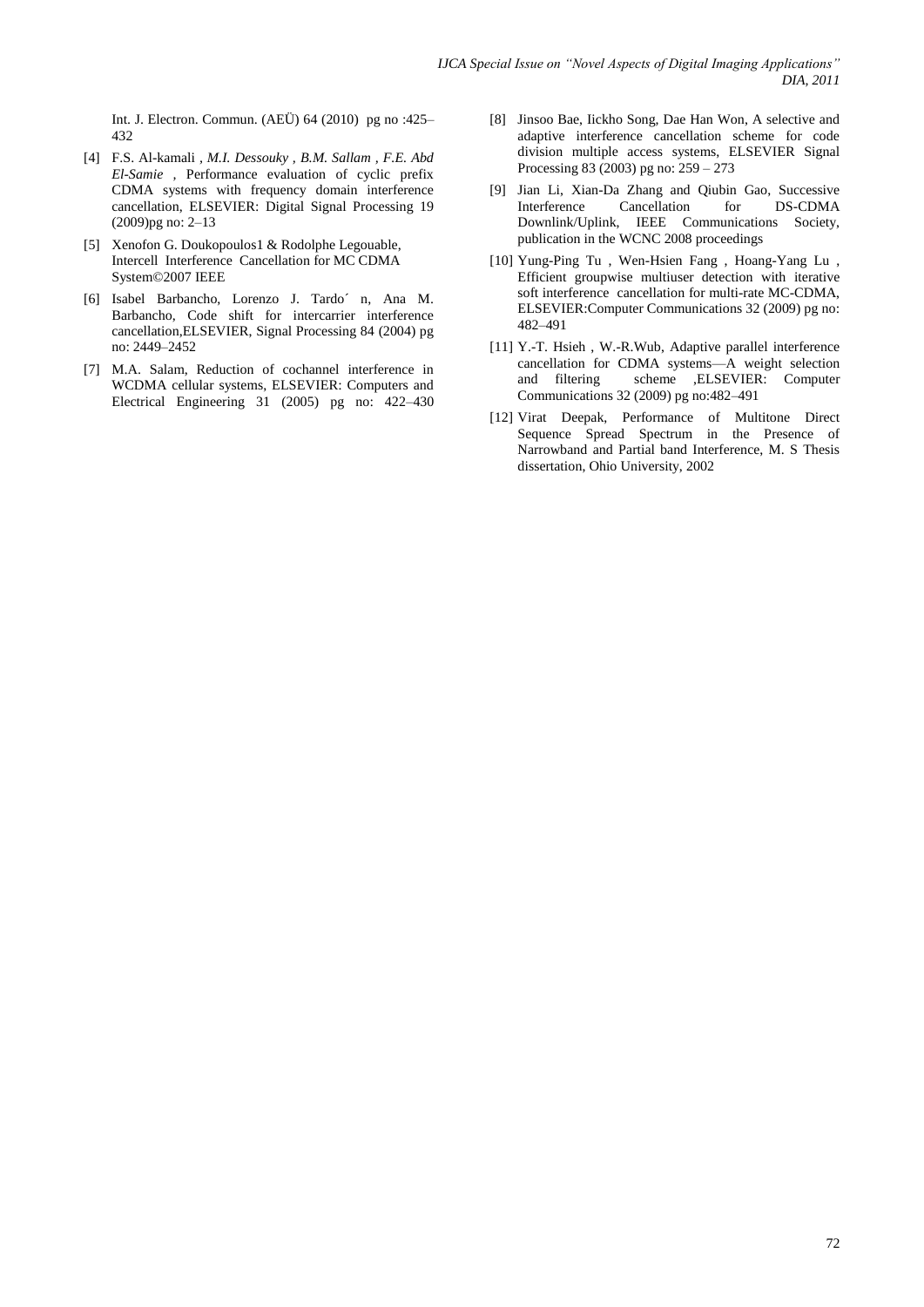Int. J. Electron. Commun. (AEÜ) 64 (2010) pg no :425–432

[4] F.S. Al-kamali , *M.I. Dessouky , B.M. Sallam , F.E. Abd El-Samie* , Performance evaluation of cyclic prefix CDMA systems with frequency domain interference cancellation, ELSEVIER: Digital Signal Processing 19 (2009)pg no: 2–13

[5] Xenofon G. Doukopoulos1 & Rodolphe Legouable, Intercell Interference Cancellation for MC CDMA System©2007 IEEE

[6] Isabel Barbancho, Lorenzo J. Tardo´ n, Ana M. Barbancho, Code shift for intercarrier interference cancellation,ELSEVIER, Signal Processing 84 (2004) pg no: 2449–2452

[7] M.A. Salam, Reduction of cochannel interference in WCDMA cellular systems, ELSEVIER: Computers and Electrical Engineering 31 (2005) pg no: 422–430

[8] Jinsoo Bae, Iickho Song, Dae Han Won, A selective and adaptive interference cancellation scheme for code division multiple access systems, ELSEVIER Signal Processing 83 (2003) pg no: 259 – 273

[9] Jian Li, Xian-Da Zhang and Qiubin Gao, Successive Interference Cancellation for DS-CDMA Downlink/Uplink, IEEE Communications Society, publication in the WCNC 2008 proceedings

[10] Yung-Ping Tu , Wen-Hsien Fang , Hoang-Yang Lu , Efficient groupwise multiuser detection with iterative soft interference cancellation for multi-rate MC-CDMA, ELSEVIER:Computer Communications 32 (2009) pg no: 482–491

[11] Y.-T. Hsieh , W.-R.Wub, Adaptive parallel interference cancellation for CDMA systems—A weight selection and filtering scheme ,ELSEVIER: Computer Communications 32 (2009) pg no:482–491

[12] Virat Deepak, Performance of Multitone Direct Sequence Spread Spectrum in the Presence of Narrowband and Partial band Interference, M. S Thesis dissertation, Ohio University, 2002